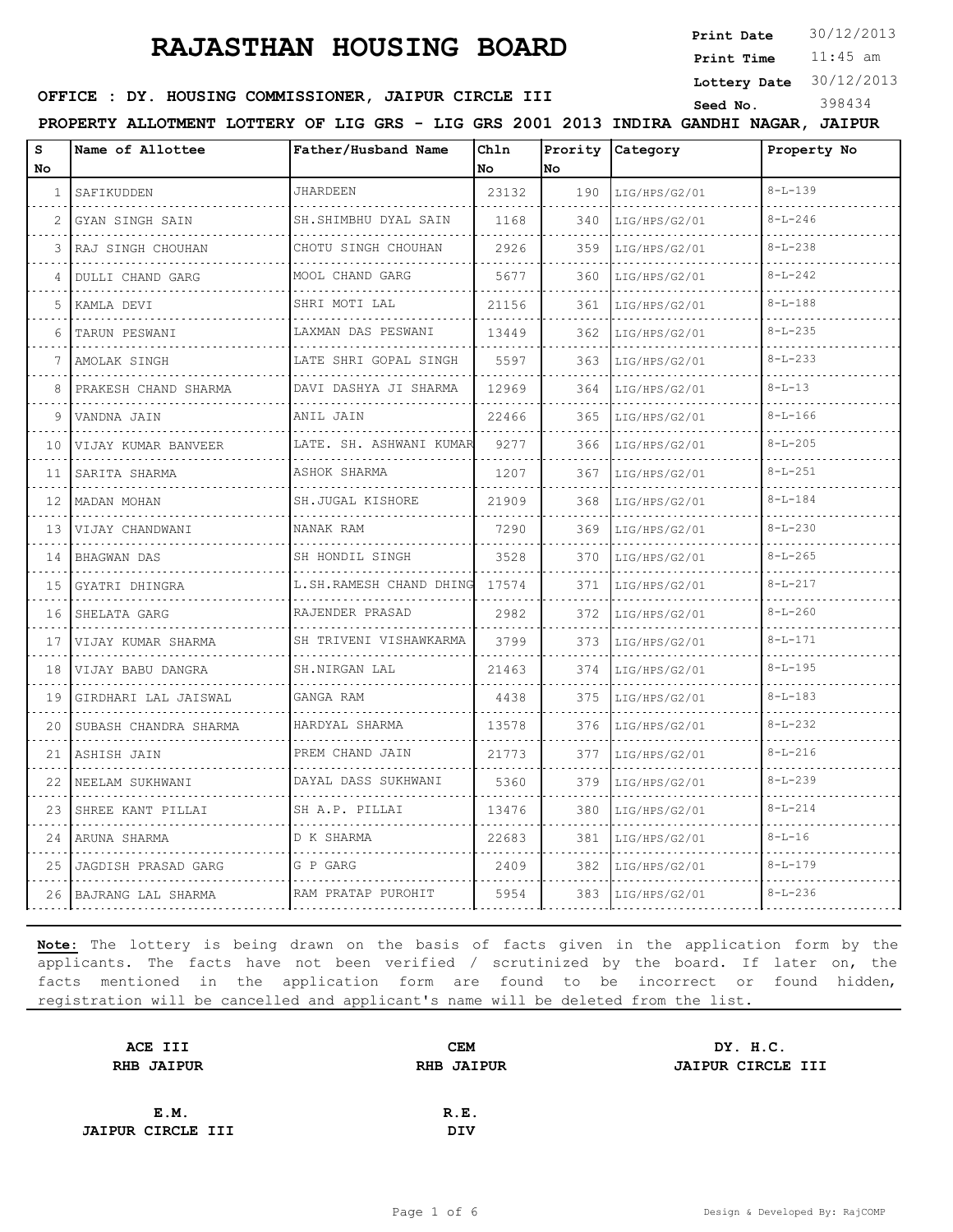# RAJASTHAN HOUSING BOARD

**Print Date** 30/12/2013
**Print Time** 11:45 am
**Lottery Date** 30/12/2013
**Seed No.** 398434

**OFFICE : DY. HOUSING COMMISSIONER, JAIPUR CIRCLE III**

**PROPERTY ALLOTMENT LOTTERY OF LIG GRS - LIG GRS 2001 2013 INDIRA GANDHI NAGAR, JAIPUR**

| S No | Name of Allottee | Father/Husband Name | Chln No | Prority No | Category | Property No |
|---|---|---|---|---|---|---|
| 1 | SAFIKUDDEN | JHARDEEN | 23132 | 190 | LIG/HPS/G2/01 | 8-L-139 |
| 2 | GYAN SINGH SAIN | SH.SHIMBHU DYAL SAIN | 1168 | 340 | LIG/HPS/G2/01 | 8-L-246 |
| 3 | RAJ SINGH CHOUHAN | CHOTU SINGH CHOUHAN | 2926 | 359 | LIG/HPS/G2/01 | 8-L-238 |
| 4 | DULLI CHAND GARG | MOOL CHAND GARG | 5677 | 360 | LIG/HPS/G2/01 | 8-L-242 |
| 5 | KAMLA DEVI | SHRI MOTI LAL | 21156 | 361 | LIG/HPS/G2/01 | 8-L-188 |
| 6 | TARUN PESWANI | LAXMAN DAS PESWANI | 13449 | 362 | LIG/HPS/G2/01 | 8-L-235 |
| 7 | AMOLAK SINGH | LATE SHRI GOPAL SINGH | 5597 | 363 | LIG/HPS/G2/01 | 8-L-233 |
| 8 | PRAKESH CHAND SHARMA | DAVI DASHYA JI SHARMA | 12969 | 364 | LIG/HPS/G2/01 | 8-L-13 |
| 9 | VANDNA JAIN | ANIL JAIN | 22466 | 365 | LIG/HPS/G2/01 | 8-L-166 |
| 10 | VIJAY KUMAR BANVEER | LATE. SH. ASHWANI KUMAR | 9277 | 366 | LIG/HPS/G2/01 | 8-L-205 |
| 11 | SARITA SHARMA | ASHOK SHARMA | 1207 | 367 | LIG/HPS/G2/01 | 8-L-251 |
| 12 | MADAN MOHAN | SH.JUGAL KISHORE | 21909 | 368 | LIG/HPS/G2/01 | 8-L-184 |
| 13 | VIJAY CHANDWANI | NANAK RAM | 7290 | 369 | LIG/HPS/G2/01 | 8-L-230 |
| 14 | BHAGWAN DAS | SH HONDIL SINGH | 3528 | 370 | LIG/HPS/G2/01 | 8-L-265 |
| 15 | GYATRI DHINGRA | L.SH.RAMESH CHAND DHING | 17574 | 371 | LIG/HPS/G2/01 | 8-L-217 |
| 16 | SHELATA GARG | RAJENDER PRASAD | 2982 | 372 | LIG/HPS/G2/01 | 8-L-260 |
| 17 | VIJAY KUMAR SHARMA | SH TRIVENI VISHAWKARMA | 3799 | 373 | LIG/HPS/G2/01 | 8-L-171 |
| 18 | VIJAY BABU DANGRA | SH.NIRGAN LAL | 21463 | 374 | LIG/HPS/G2/01 | 8-L-195 |
| 19 | GIRDHARI LAL JAISWAL | GANGA RAM | 4438 | 375 | LIG/HPS/G2/01 | 8-L-183 |
| 20 | SUBASH CHANDRA SHARMA | HARDYAL SHARMA | 13578 | 376 | LIG/HPS/G2/01 | 8-L-232 |
| 21 | ASHISH JAIN | PREM CHAND JAIN | 21773 | 377 | LIG/HPS/G2/01 | 8-L-216 |
| 22 | NEELAM SUKHWANI | DAYAL DASS SUKHWANI | 5360 | 379 | LIG/HPS/G2/01 | 8-L-239 |
| 23 | SHREE KANT PILLAI | SH A.P. PILLAI | 13476 | 380 | LIG/HPS/G2/01 | 8-L-214 |
| 24 | ARUNA SHARMA | D K SHARMA | 22683 | 381 | LIG/HPS/G2/01 | 8-L-16 |
| 25 | JAGDISH PRASAD GARG | G P GARG | 2409 | 382 | LIG/HPS/G2/01 | 8-L-179 |
| 26 | BAJRANG LAL SHARMA | RAM PRATAP PUROHIT | 5954 | 383 | LIG/HPS/G2/01 | 8-L-236 |

**Note:** The lottery is being drawn on the basis of facts given in the application form by the applicants. The facts have not been verified / scrutinized by the board. If later on, the facts mentioned in the application form are found to be incorrect or found hidden, registration will be cancelled and applicant's name will be deleted from the list.

| | | |
|---|---|---|
| **ACE III**<br>**RHB JAIPUR** | **CEM**<br>**RHB JAIPUR** | **DY. H.C.**<br>**JAIPUR CIRCLE III** |
| **E.M.**<br>**JAIPUR CIRCLE III** | **R.E.**<br>**DIV** | |

Design & Developed By: RajCOMP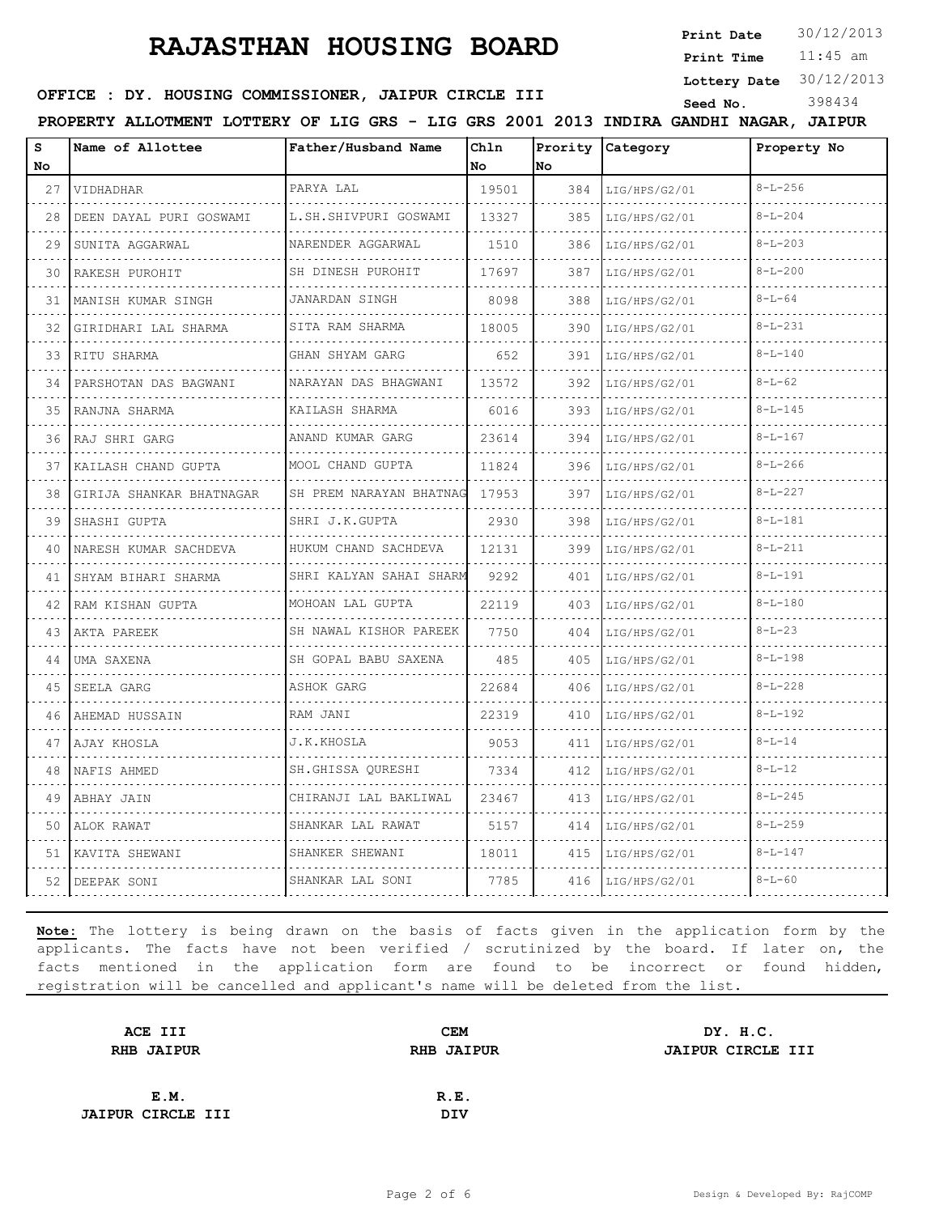# RAJASTHAN HOUSING BOARD

**Print Date** 30/12/2013
**Print Time** 11:45 am
**Lottery Date** 30/12/2013
**Seed No.** 398434

**OFFICE : DY. HOUSING COMMISSIONER, JAIPUR CIRCLE III**

**PROPERTY ALLOTMENT LOTTERY OF LIG GRS - LIG GRS 2001 2013 INDIRA GANDHI NAGAR, JAIPUR**

| S No | Name of Allottee | Father/Husband Name | Chln No | Prority No | Category | Property No |
|---|---|---|---|---|---|---|
| 27 | VIDHADHAR | PARYA LAL | 19501 | 384 | LIG/HPS/G2/01 | 8-L-256 |
| 28 | DEEN DAYAL PURI GOSWAMI | L.SH.SHIVPURI GOSWAMI | 13327 | 385 | LIG/HPS/G2/01 | 8-L-204 |
| 29 | SUNITA AGGARWAL | NARENDER AGGARWAL | 1510 | 386 | LIG/HPS/G2/01 | 8-L-203 |
| 30 | RAKESH PUROHIT | SH DINESH PUROHIT | 17697 | 387 | LIG/HPS/G2/01 | 8-L-200 |
| 31 | MANISH KUMAR SINGH | JANARDAN SINGH | 8098 | 388 | LIG/HPS/G2/01 | 8-L-64 |
| 32 | GIRIDHARI LAL SHARMA | SITA RAM SHARMA | 18005 | 390 | LIG/HPS/G2/01 | 8-L-231 |
| 33 | RITU SHARMA | GHAN SHYAM GARG | 652 | 391 | LIG/HPS/G2/01 | 8-L-140 |
| 34 | PARSHOTAN DAS BAGWANI | NARAYAN DAS BHAGWANI | 13572 | 392 | LIG/HPS/G2/01 | 8-L-62 |
| 35 | RANJNA SHARMA | KAILASH SHARMA | 6016 | 393 | LIG/HPS/G2/01 | 8-L-145 |
| 36 | RAJ SHRI GARG | ANAND KUMAR GARG | 23614 | 394 | LIG/HPS/G2/01 | 8-L-167 |
| 37 | KAILASH CHAND GUPTA | MOOL CHAND GUPTA | 11824 | 396 | LIG/HPS/G2/01 | 8-L-266 |
| 38 | GIRIJA SHANKAR BHATNAGAR | SH PREM NARAYAN BHATNAG | 17953 | 397 | LIG/HPS/G2/01 | 8-L-227 |
| 39 | SHASHI GUPTA | SHRI J.K.GUPTA | 2930 | 398 | LIG/HPS/G2/01 | 8-L-181 |
| 40 | NARESH KUMAR SACHDEVA | HUKUM CHAND SACHDEVA | 12131 | 399 | LIG/HPS/G2/01 | 8-L-211 |
| 41 | SHYAM BIHARI SHARMA | SHRI KALYAN SAHAI SHARM | 9292 | 401 | LIG/HPS/G2/01 | 8-L-191 |
| 42 | RAM KISHAN GUPTA | MOHOAN LAL GUPTA | 22119 | 403 | LIG/HPS/G2/01 | 8-L-180 |
| 43 | AKTA PAREEK | SH NAWAL KISHOR PAREEK | 7750 | 404 | LIG/HPS/G2/01 | 8-L-23 |
| 44 | UMA SAXENA | SH GOPAL BABU SAXENA | 485 | 405 | LIG/HPS/G2/01 | 8-L-198 |
| 45 | SEELA GARG | ASHOK GARG | 22684 | 406 | LIG/HPS/G2/01 | 8-L-228 |
| 46 | AHEMAD HUSSAIN | RAM JANI | 22319 | 410 | LIG/HPS/G2/01 | 8-L-192 |
| 47 | AJAY KHOSLA | J.K.KHOSLA | 9053 | 411 | LIG/HPS/G2/01 | 8-L-14 |
| 48 | NAFIS AHMED | SH.GHISSA QURESHI | 7334 | 412 | LIG/HPS/G2/01 | 8-L-12 |
| 49 | ABHAY JAIN | CHIRANJI LAL BAKLIWAL | 23467 | 413 | LIG/HPS/G2/01 | 8-L-245 |
| 50 | ALOK RAWAT | SHANKAR LAL RAWAT | 5157 | 414 | LIG/HPS/G2/01 | 8-L-259 |
| 51 | KAVITA SHEWANI | SHANKER SHEWANI | 18011 | 415 | LIG/HPS/G2/01 | 8-L-147 |
| 52 | DEEPAK SONI | SHANKAR LAL SONI | 7785 | 416 | LIG/HPS/G2/01 | 8-L-60 |

**Note:** The lottery is being drawn on the basis of facts given in the application form by the applicants. The facts have not been verified / scrutinized by the board. If later on, the facts mentioned in the application form are found to be incorrect or found hidden, registration will be cancelled and applicant's name will be deleted from the list.

| | | |
|---|---|---|
| **ACE III**<br>**RHB JAIPUR** | **CEM**<br>**RHB JAIPUR** | **DY. H.C.**<br>**JAIPUR CIRCLE III** |
| **E.M.**<br>**JAIPUR CIRCLE III** | **R.E.**<br>**DIV** | |

Design & Developed By: RajCOMP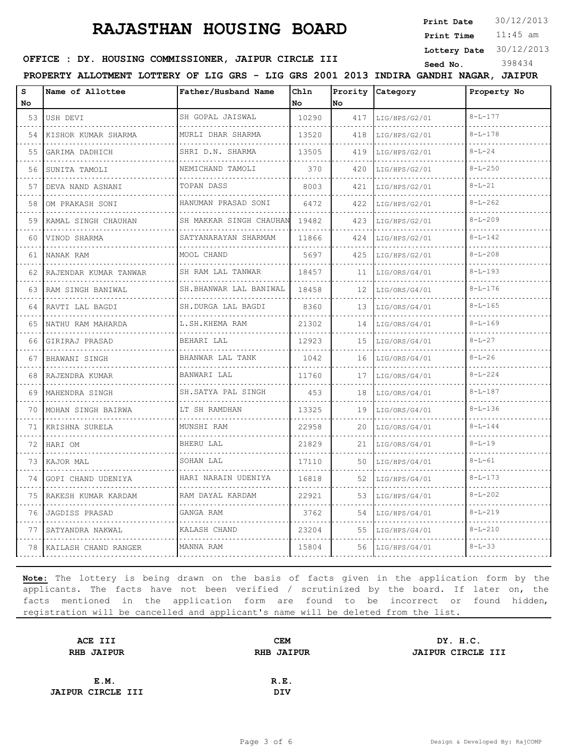# RAJASTHAN HOUSING BOARD

**Print Date** 30/12/2013
**Print Time** 11:45 am
**Lottery Date** 30/12/2013
**Seed No.** 398434

**OFFICE : DY. HOUSING COMMISSIONER, JAIPUR CIRCLE III**

**PROPERTY ALLOTMENT LOTTERY OF LIG GRS - LIG GRS 2001 2013 INDIRA GANDHI NAGAR, JAIPUR**

| S No | Name of Allottee | Father/Husband Name | Chln No | Prority No | Category | Property No |
|---|---|---|---|---|---|---|
| 53 | USH DEVI | SH GOPAL JAISWAL | 10290 | 417 | LIG/HPS/G2/01 | 8-L-177 |
| 54 | KISHOR KUMAR SHARMA | MURLI DHAR SHARMA | 13520 | 418 | LIG/HPS/G2/01 | 8-L-178 |
| 55 | GARIMA DADHICH | SHRI D.N. SHARMA | 13505 | 419 | LIG/HPS/G2/01 | 8-L-24 |
| 56 | SUNITA TAMOLI | NEMICHAND TAMOLI | 370 | 420 | LIG/HPS/G2/01 | 8-L-250 |
| 57 | DEVA NAND ASNANI | TOPAN DASS | 8003 | 421 | LIG/HPS/G2/01 | 8-L-21 |
| 58 | OM PRAKASH SONI | HANUMAN PRASAD SONI | 6472 | 422 | LIG/HPS/G2/01 | 8-L-262 |
| 59 | KAMAL SINGH CHAUHAN | SH MAKKAR SINGH CHAUHAN | 19482 | 423 | LIG/HPS/G2/01 | 8-L-209 |
| 60 | VINOD SHARMA | SATYANARAYAN SHARMAM | 11866 | 424 | LIG/HPS/G2/01 | 8-L-142 |
| 61 | NANAK RAM | MOOL CHAND | 5697 | 425 | LIG/HPS/G2/01 | 8-L-208 |
| 62 | RAJENDAR KUMAR TANWAR | SH RAM LAL TANWAR | 18457 | 11 | LIG/ORS/G4/01 | 8-L-193 |
| 63 | RAM SINGH BANIWAL | SH.BHANWAR LAL BANIWAL | 18458 | 12 | LIG/ORS/G4/01 | 8-L-176 |
| 64 | RAVTI LAL BAGDI | SH.DURGA LAL BAGDI | 8360 | 13 | LIG/ORS/G4/01 | 8-L-165 |
| 65 | NATHU RAM MAHARDA | L.SH.KHEMA RAM | 21302 | 14 | LIG/ORS/G4/01 | 8-L-169 |
| 66 | GIRIRAJ PRASAD | BEHARI LAL | 12923 | 15 | LIG/ORS/G4/01 | 8-L-27 |
| 67 | BHAWANI SINGH | BHANWAR LAL TANK | 1042 | 16 | LIG/ORS/G4/01 | 8-L-26 |
| 68 | RAJENDRA KUMAR | BANWARI LAL | 11760 | 17 | LIG/ORS/G4/01 | 8-L-224 |
| 69 | MAHENDRA SINGH | SH.SATYA PAL SINGH | 453 | 18 | LIG/ORS/G4/01 | 8-L-187 |
| 70 | MOHAN SINGH BAIRWA | LT SH RAMDHAN | 13325 | 19 | LIG/ORS/G4/01 | 8-L-136 |
| 71 | KRISHNA SURELA | MUNSHI RAM | 22958 | 20 | LIG/ORS/G4/01 | 8-L-144 |
| 72 | HARI OM | BHERU LAL | 21829 | 21 | LIG/ORS/G4/01 | 8-L-19 |
| 73 | KAJOR MAL | SOHAN LAL | 17110 | 50 | LIG/HPS/G4/01 | 8-L-61 |
| 74 | GOPI CHAND UDENIYA | HARI NARAIN UDENIYA | 16818 | 52 | LIG/HPS/G4/01 | 8-L-173 |
| 75 | RAKESH KUMAR KARDAM | RAM DAYAL KARDAM | 22921 | 53 | LIG/HPS/G4/01 | 8-L-202 |
| 76 | JAGDISS PRASAD | GANGA RAM | 3762 | 54 | LIG/HPS/G4/01 | 8-L-219 |
| 77 | SATYANDRA NAKWAL | KALASH CHAND | 23204 | 55 | LIG/HPS/G4/01 | 8-L-210 |
| 78 | KAILASH CHAND RANGER | MANNA RAM | 15804 | 56 | LIG/HPS/G4/01 | 8-L-33 |

**Note:** The lottery is being drawn on the basis of facts given in the application form by the applicants. The facts have not been verified / scrutinized by the board. If later on, the facts mentioned in the application form are found to be incorrect or found hidden, registration will be cancelled and applicant's name will be deleted from the list.

**ACE III**
**RHB JAIPUR**

**CEM**
**RHB JAIPUR**

**DY. H.C.**
**JAIPUR CIRCLE III**

**E.M.**
**JAIPUR CIRCLE III**

**R.E.**
**DIV**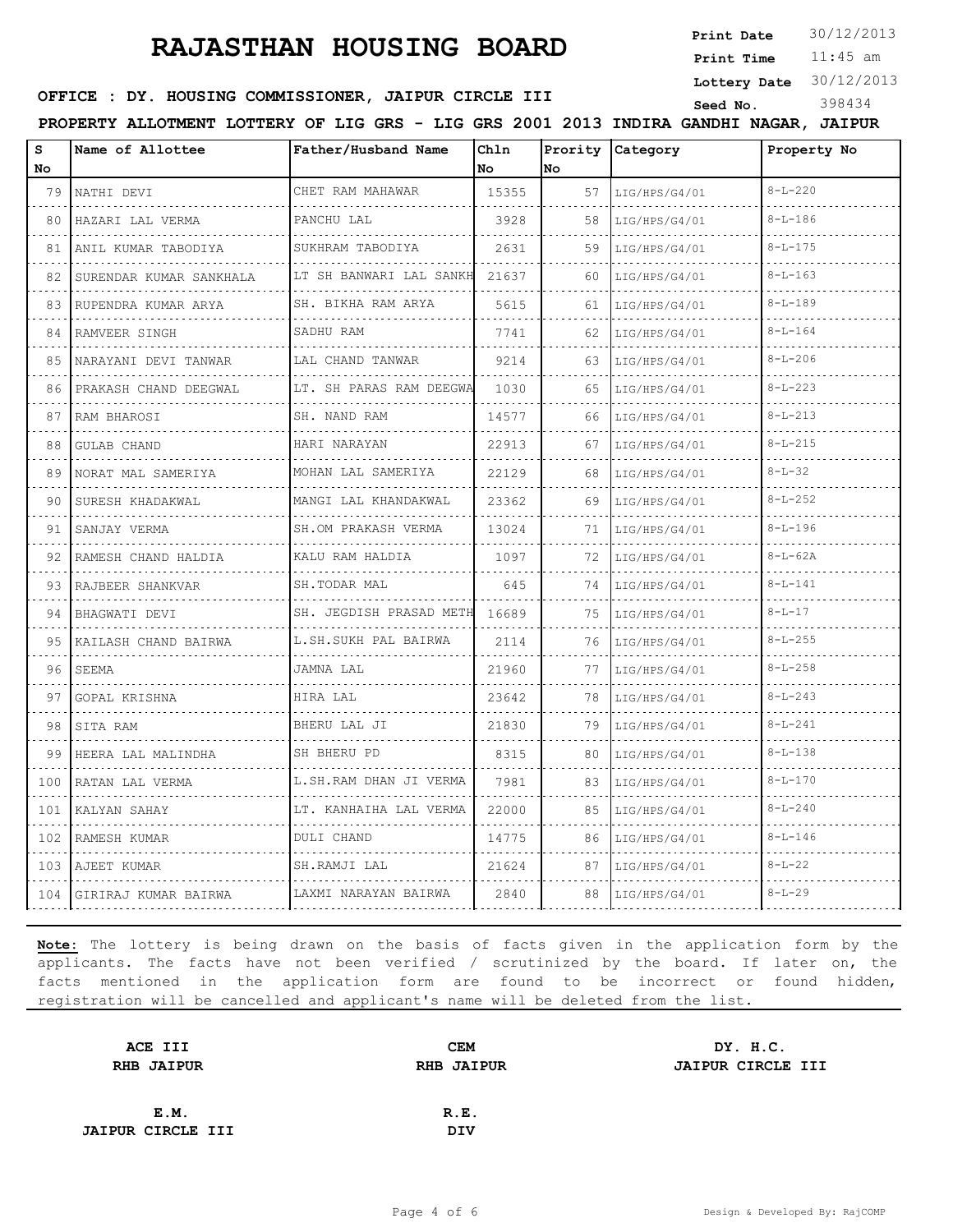# RAJASTHAN HOUSING BOARD

**Print Date** 30/12/2013
**Print Time** 11:45 am
**Lottery Date** 30/12/2013
**Seed No.** 398434

**OFFICE : DY. HOUSING COMMISSIONER, JAIPUR CIRCLE III**

**PROPERTY ALLOTMENT LOTTERY OF LIG GRS - LIG GRS 2001 2013 INDIRA GANDHI NAGAR, JAIPUR**

| S No | Name of Allottee | Father/Husband Name | Chln No | Prority No | Category | Property No |
|---|---|---|---|---|---|---|
| 79 | NATHI DEVI | CHET RAM MAHAWAR | 15355 | 57 | LIG/HPS/G4/01 | 8-L-220 |
| 80 | HAZARI LAL VERMA | PANCHU LAL | 3928 | 58 | LIG/HPS/G4/01 | 8-L-186 |
| 81 | ANIL KUMAR TABODIYA | SUKHRAM TABODIYA | 2631 | 59 | LIG/HPS/G4/01 | 8-L-175 |
| 82 | SURENDAR KUMAR SANKHALA | LT SH BANWARI LAL SANKH | 21637 | 60 | LIG/HPS/G4/01 | 8-L-163 |
| 83 | RUPENDRA KUMAR ARYA | SH. BIKHA RAM ARYA | 5615 | 61 | LIG/HPS/G4/01 | 8-L-189 |
| 84 | RAMVEER SINGH | SADHU RAM | 7741 | 62 | LIG/HPS/G4/01 | 8-L-164 |
| 85 | NARAYANI DEVI TANWAR | LAL CHAND TANWAR | 9214 | 63 | LIG/HPS/G4/01 | 8-L-206 |
| 86 | PRAKASH CHAND DEEGWAL | LT. SH PARAS RAM DEEGWA | 1030 | 65 | LIG/HPS/G4/01 | 8-L-223 |
| 87 | RAM BHAROSI | SH. NAND RAM | 14577 | 66 | LIG/HPS/G4/01 | 8-L-213 |
| 88 | GULAB CHAND | HARI NARAYAN | 22913 | 67 | LIG/HPS/G4/01 | 8-L-215 |
| 89 | NORAT MAL SAMERIYA | MOHAN LAL SAMERIYA | 22129 | 68 | LIG/HPS/G4/01 | 8-L-32 |
| 90 | SURESH KHADAKWAL | MANGI LAL KHANDAKWAL | 23362 | 69 | LIG/HPS/G4/01 | 8-L-252 |
| 91 | SANJAY VERMA | SH.OM PRAKASH VERMA | 13024 | 71 | LIG/HPS/G4/01 | 8-L-196 |
| 92 | RAMESH CHAND HALDIA | KALU RAM HALDIA | 1097 | 72 | LIG/HPS/G4/01 | 8-L-62A |
| 93 | RAJBEER SHANKVAR | SH.TODAR MAL | 645 | 74 | LIG/HPS/G4/01 | 8-L-141 |
| 94 | BHAGWATI DEVI | SH. JEGDISH PRASAD METH | 16689 | 75 | LIG/HPS/G4/01 | 8-L-17 |
| 95 | KAILASH CHAND BAIRWA | L.SH.SUKH PAL BAIRWA | 2114 | 76 | LIG/HPS/G4/01 | 8-L-255 |
| 96 | SEEMA | JAMNA LAL | 21960 | 77 | LIG/HPS/G4/01 | 8-L-258 |
| 97 | GOPAL KRISHNA | HIRA LAL | 23642 | 78 | LIG/HPS/G4/01 | 8-L-243 |
| 98 | SITA RAM | BHERU LAL JI | 21830 | 79 | LIG/HPS/G4/01 | 8-L-241 |
| 99 | HEERA LAL MALINDHA | SH BHERU PD | 8315 | 80 | LIG/HPS/G4/01 | 8-L-138 |
| 100 | RATAN LAL VERMA | L.SH.RAM DHAN JI VERMA | 7981 | 83 | LIG/HPS/G4/01 | 8-L-170 |
| 101 | KALYAN SAHAY | LT. KANHAIHA LAL VERMA | 22000 | 85 | LIG/HPS/G4/01 | 8-L-240 |
| 102 | RAMESH KUMAR | DULI CHAND | 14775 | 86 | LIG/HPS/G4/01 | 8-L-146 |
| 103 | AJEET KUMAR | SH.RAMJI LAL | 21624 | 87 | LIG/HPS/G4/01 | 8-L-22 |
| 104 | GIRIRAJ KUMAR BAIRWA | LAXMI NARAYAN BAIRWA | 2840 | 88 | LIG/HPS/G4/01 | 8-L-29 |

**Note:** The lottery is being drawn on the basis of facts given in the application form by the applicants. The facts have not been verified / scrutinized by the board. If later on, the facts mentioned in the application form are found to be incorrect or found hidden, registration will be cancelled and applicant's name will be deleted from the list.

| ACE III<br>RHB JAIPUR | CEM<br>RHB JAIPUR | DY. H.C.<br>JAIPUR CIRCLE III |
|---|---|---|
| E.M.<br>JAIPUR CIRCLE III | R.E.<br>DIV | |

Design & Developed By: RajCOMP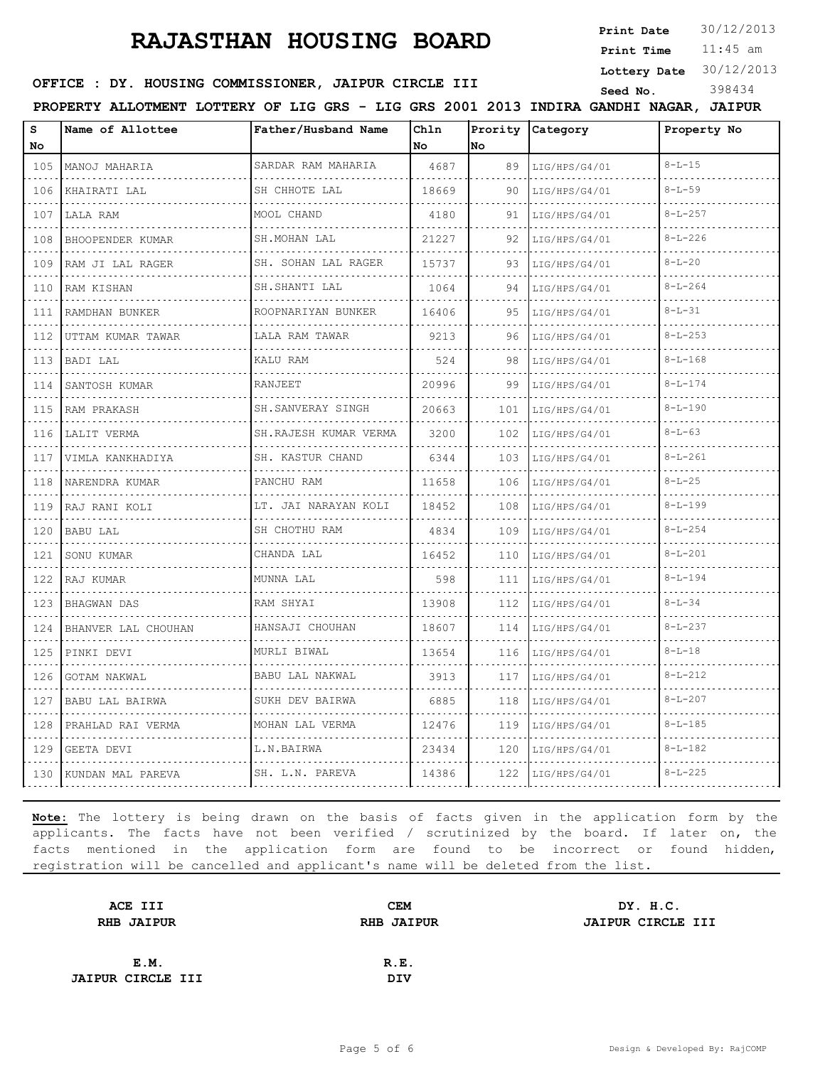# RAJASTHAN HOUSING BOARD

**Print Date** 30/12/2013
**Print Time** 11:45 am
**Lottery Date** 30/12/2013
**Seed No.** 398434

**OFFICE : DY. HOUSING COMMISSIONER, JAIPUR CIRCLE III**

**PROPERTY ALLOTMENT LOTTERY OF LIG GRS - LIG GRS 2001 2013 INDIRA GANDHI NAGAR, JAIPUR**

| S No | Name of Allottee | Father/Husband Name | Chln No | Prority No | Category | Property No |
|---|---|---|---|---|---|---|
| 105 | MANOJ MAHARIA | SARDAR RAM MAHARIA | 4687 | 89 | LIG/HPS/G4/01 | 8-L-15 |
| 106 | KHAIRATI LAL | SH CHHOTE LAL | 18669 | 90 | LIG/HPS/G4/01 | 8-L-59 |
| 107 | LALA RAM | MOOL CHAND | 4180 | 91 | LIG/HPS/G4/01 | 8-L-257 |
| 108 | BHOOPENDER KUMAR | SH.MOHAN LAL | 21227 | 92 | LIG/HPS/G4/01 | 8-L-226 |
| 109 | RAM JI LAL RAGER | SH. SOHAN LAL RAGER | 15737 | 93 | LIG/HPS/G4/01 | 8-L-20 |
| 110 | RAM KISHAN | SH.SHANTI LAL | 1064 | 94 | LIG/HPS/G4/01 | 8-L-264 |
| 111 | RAMDHAN BUNKER | ROOPNARIYAN BUNKER | 16406 | 95 | LIG/HPS/G4/01 | 8-L-31 |
| 112 | UTTAM KUMAR TAWAR | LALA RAM TAWAR | 9213 | 96 | LIG/HPS/G4/01 | 8-L-253 |
| 113 | BADI LAL | KALU RAM | 524 | 98 | LIG/HPS/G4/01 | 8-L-168 |
| 114 | SANTOSH KUMAR | RANJEET | 20996 | 99 | LIG/HPS/G4/01 | 8-L-174 |
| 115 | RAM PRAKASH | SH.SANVERAY SINGH | 20663 | 101 | LIG/HPS/G4/01 | 8-L-190 |
| 116 | LALIT VERMA | SH.RAJESH KUMAR VERMA | 3200 | 102 | LIG/HPS/G4/01 | 8-L-63 |
| 117 | VIMLA KANKHADIYA | SH. KASTUR CHAND | 6344 | 103 | LIG/HPS/G4/01 | 8-L-261 |
| 118 | NARENDRA KUMAR | PANCHU RAM | 11658 | 106 | LIG/HPS/G4/01 | 8-L-25 |
| 119 | RAJ RANI KOLI | LT. JAI NARAYAN KOLI | 18452 | 108 | LIG/HPS/G4/01 | 8-L-199 |
| 120 | BABU LAL | SH CHOTHU RAM | 4834 | 109 | LIG/HPS/G4/01 | 8-L-254 |
| 121 | SONU KUMAR | CHANDA LAL | 16452 | 110 | LIG/HPS/G4/01 | 8-L-201 |
| 122 | RAJ KUMAR | MUNNA LAL | 598 | 111 | LIG/HPS/G4/01 | 8-L-194 |
| 123 | BHAGWAN DAS | RAM SHYAI | 13908 | 112 | LIG/HPS/G4/01 | 8-L-34 |
| 124 | BHANVER LAL CHOUHAN | HANSAJI CHOUHAN | 18607 | 114 | LIG/HPS/G4/01 | 8-L-237 |
| 125 | PINKI DEVI | MURLI BIWAL | 13654 | 116 | LIG/HPS/G4/01 | 8-L-18 |
| 126 | GOTAM NAKWAL | BABU LAL NAKWAL | 3913 | 117 | LIG/HPS/G4/01 | 8-L-212 |
| 127 | BABU LAL BAIRWA | SUKH DEV BAIRWA | 6885 | 118 | LIG/HPS/G4/01 | 8-L-207 |
| 128 | PRAHLAD RAI VERMA | MOHAN LAL VERMA | 12476 | 119 | LIG/HPS/G4/01 | 8-L-185 |
| 129 | GEETA DEVI | L.N.BAIRWA | 23434 | 120 | LIG/HPS/G4/01 | 8-L-182 |
| 130 | KUNDAN MAL PAREVA | SH. L.N. PAREVA | 14386 | 122 | LIG/HPS/G4/01 | 8-L-225 |

**Note:** The lottery is being drawn on the basis of facts given in the application form by the applicants. The facts have not been verified / scrutinized by the board. If later on, the facts mentioned in the application form are found to be incorrect or found hidden, registration will be cancelled and applicant's name will be deleted from the list.

| **ACE III**<br>**RHB JAIPUR** | **CEM**<br>**RHB JAIPUR** | **DY. H.C.**<br>**JAIPUR CIRCLE III** |
|---|---|---|
| **E.M.**<br>**JAIPUR CIRCLE III** | **R.E.**<br>**DIV** | |

Design & Developed By: RajCOMP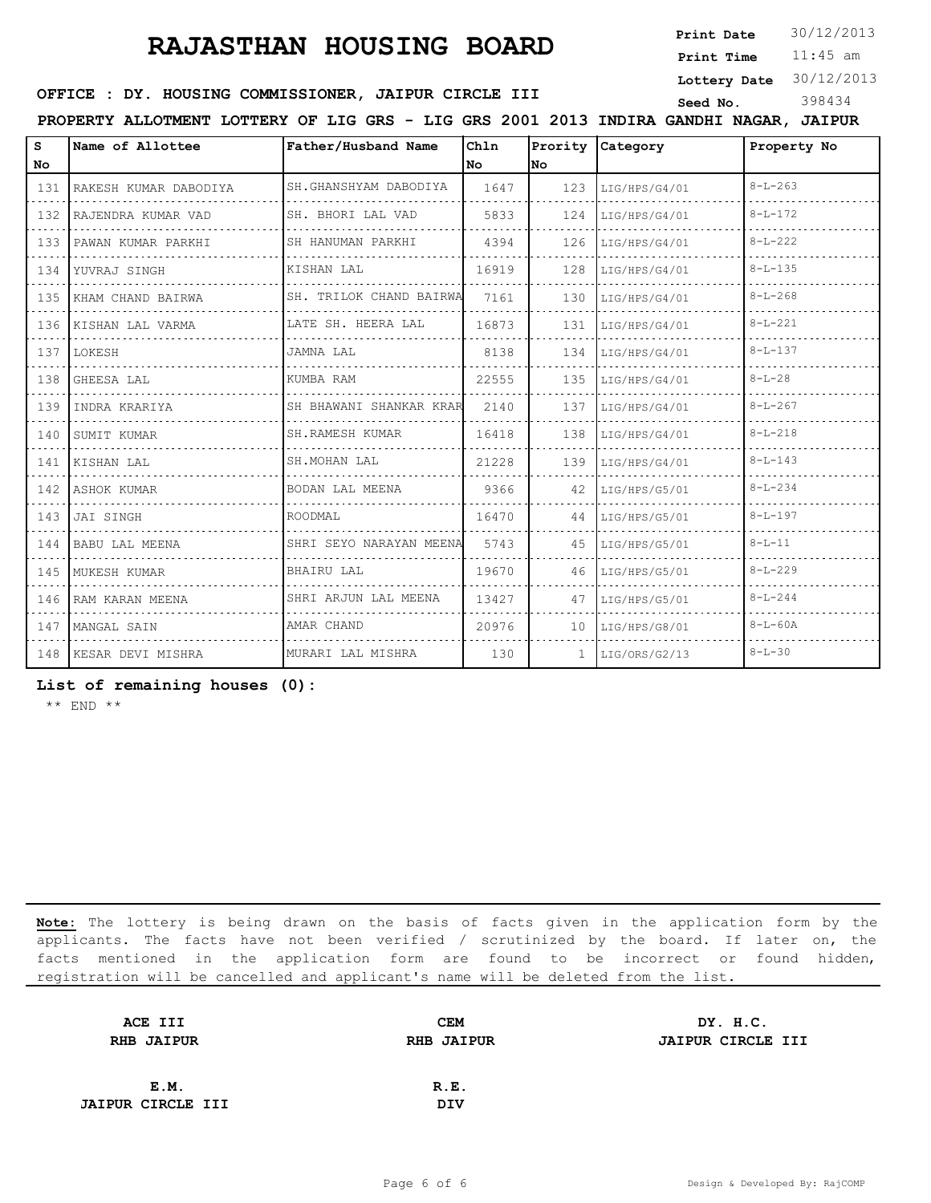# RAJASTHAN HOUSING BOARD

**Print Date** 30/12/2013
**Print Time** 11:45 am
**Lottery Date** 30/12/2013
**Seed No.** 398434

**OFFICE : DY. HOUSING COMMISSIONER, JAIPUR CIRCLE III**

**PROPERTY ALLOTMENT LOTTERY OF LIG GRS - LIG GRS 2001 2013 INDIRA GANDHI NAGAR, JAIPUR**

| S No | Name of Allottee | Father/Husband Name | Chln No | Prority No | Category | Property No |
|---|---|---|---|---|---|---|
| 131 | RAKESH KUMAR DABODIYA | SH.GHANSHYAM DABODIYA | 1647 | 123 | LIG/HPS/G4/01 | 8-L-263 |
| 132 | RAJENDRA KUMAR VAD | SH. BHORI LAL VAD | 5833 | 124 | LIG/HPS/G4/01 | 8-L-172 |
| 133 | PAWAN KUMAR PARKHI | SH HANUMAN PARKHI | 4394 | 126 | LIG/HPS/G4/01 | 8-L-222 |
| 134 | YUVRAJ SINGH | KISHAN LAL | 16919 | 128 | LIG/HPS/G4/01 | 8-L-135 |
| 135 | KHAM CHAND BAIRWA | SH. TRILOK CHAND BAIRWA | 7161 | 130 | LIG/HPS/G4/01 | 8-L-268 |
| 136 | KISHAN LAL VARMA | LATE SH. HEERA LAL | 16873 | 131 | LIG/HPS/G4/01 | 8-L-221 |
| 137 | LOKESH | JAMNA LAL | 8138 | 134 | LIG/HPS/G4/01 | 8-L-137 |
| 138 | GHEESA LAL | KUMBA RAM | 22555 | 135 | LIG/HPS/G4/01 | 8-L-28 |
| 139 | INDRA KRARIYA | SH BHAWANI SHANKAR KRAR | 2140 | 137 | LIG/HPS/G4/01 | 8-L-267 |
| 140 | SUMIT KUMAR | SH.RAMESH KUMAR | 16418 | 138 | LIG/HPS/G4/01 | 8-L-218 |
| 141 | KISHAN LAL | SH.MOHAN LAL | 21228 | 139 | LIG/HPS/G4/01 | 8-L-143 |
| 142 | ASHOK KUMAR | BODAN LAL MEENA | 9366 | 42 | LIG/HPS/G5/01 | 8-L-234 |
| 143 | JAI SINGH | ROODMAL | 16470 | 44 | LIG/HPS/G5/01 | 8-L-197 |
| 144 | BABU LAL MEENA | SHRI SEYO NARAYAN MEENA | 5743 | 45 | LIG/HPS/G5/01 | 8-L-11 |
| 145 | MUKESH KUMAR | BHAIRU LAL | 19670 | 46 | LIG/HPS/G5/01 | 8-L-229 |
| 146 | RAM KARAN MEENA | SHRI ARJUN LAL MEENA | 13427 | 47 | LIG/HPS/G5/01 | 8-L-244 |
| 147 | MANGAL SAIN | AMAR CHAND | 20976 | 10 | LIG/HPS/G8/01 | 8-L-60A |
| 148 | KESAR DEVI MISHRA | MURARI LAL MISHRA | 130 | 1 | LIG/ORS/G2/13 | 8-L-30 |

**List of remaining houses (0):**

** END **

**Note:** The lottery is being drawn on the basis of facts given in the application form by the applicants. The facts have not been verified / scrutinized by the board. If later on, the facts mentioned in the application form are found to be incorrect or found hidden, registration will be cancelled and applicant's name will be deleted from the list.

| | | |
|---|---|---|
| **ACE III**<br>**RHB JAIPUR** | **CEM**<br>**RHB JAIPUR** | **DY. H.C.**<br>**JAIPUR CIRCLE III** |
| **E.M.**<br>**JAIPUR CIRCLE III** | **R.E.**<br>**DIV** | |

Design & Developed By: RajCOMP